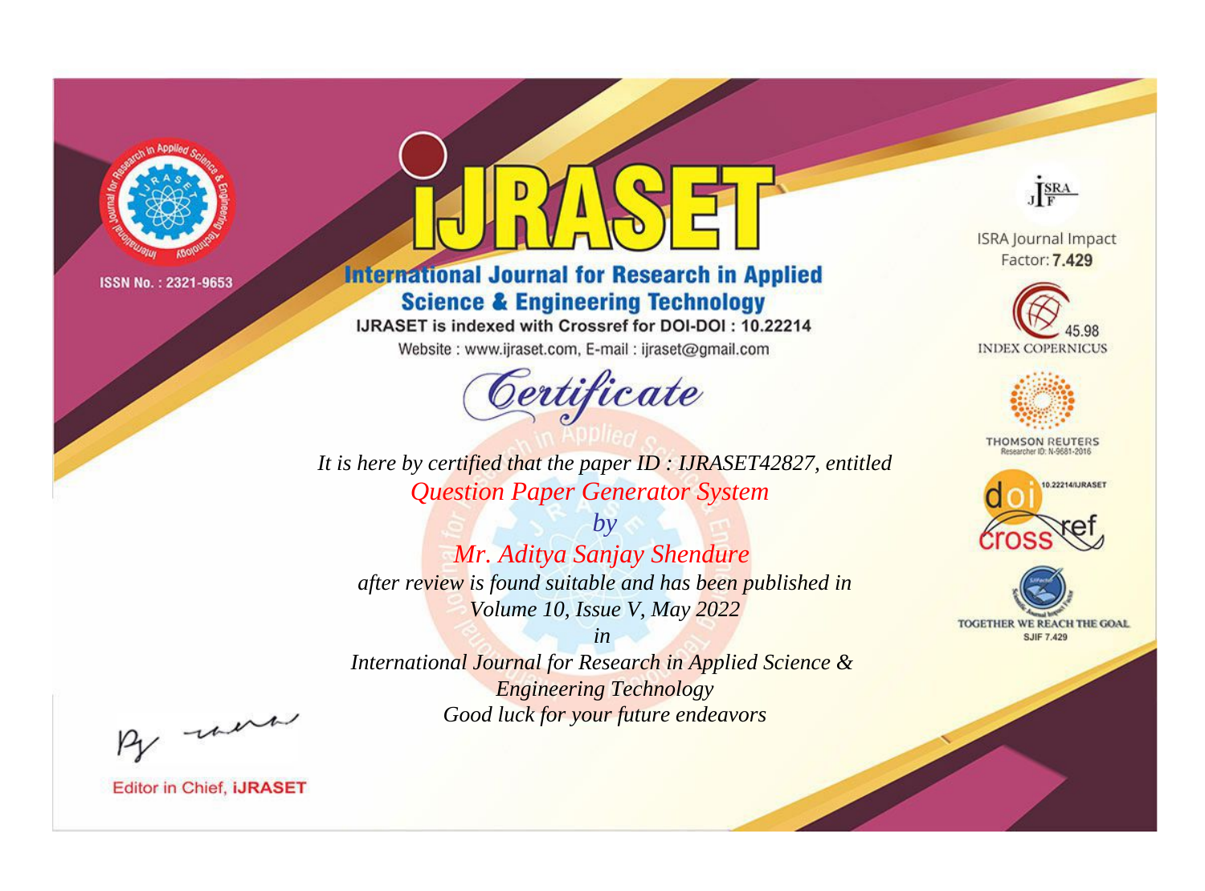ISSN No. : 2321-9653

# iJRASET

## International Journal for Research in Applied Science & Engineering Technology

IJRASET is indexed with Crossref for DOI-DOI : 10.22214

Website : www.ijraset.com, E-mail : ijraset@gmail.com

ISRA Journal Impact Factor: **7.429**

45.98 INDEX COPERNICUS

THOMSON REUTERS Researcher ID: N-9681-2016

10.22214/IJRASET

TOGETHER WE REACH THE GOAL SJIF 7.429

# *Certificate*

*It is here by certified that the paper ID : IJRASET42827, entitled*

*Question Paper Generator System*

*by*

*Mr. Aditya Sanjay Shendure*

*after review is found suitable and has been published in*

*Volume 10, Issue V, May 2022*

*in*

*International Journal for Research in Applied Science & Engineering Technology*

*Good luck for your future endeavors*

Editor in Chief, **iJRASET**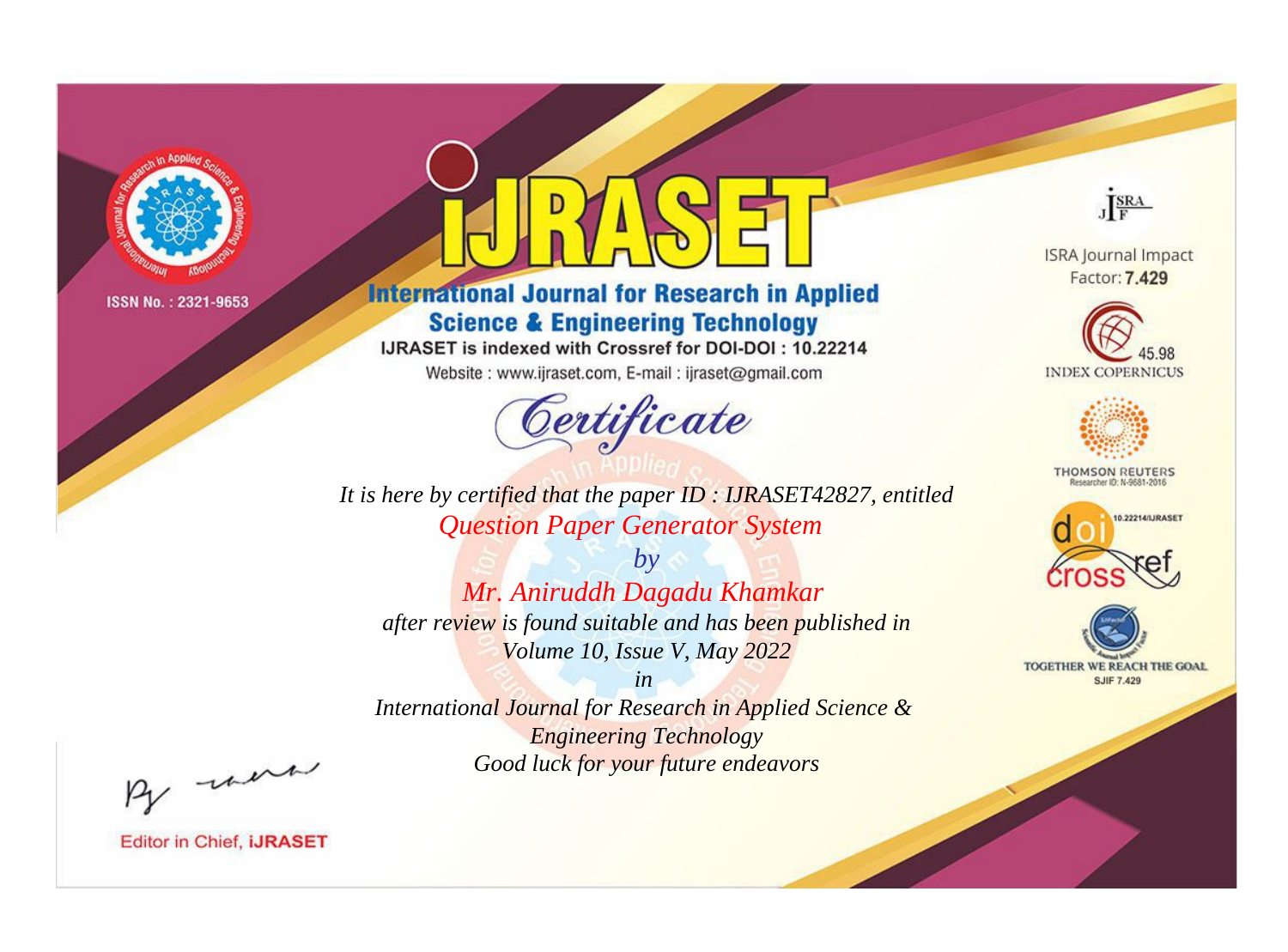ISSN No. : 2321-9653

# iJRASET

## International Journal for Research in Applied Science & Engineering Technology

IJRASET is indexed with Crossref for DOI-DOI : 10.22214

Website : www.ijraset.com, E-mail : ijraset@gmail.com

*Certificate*

*It is here by certified that the paper ID : IJRASET42827, entitled*

*Question Paper Generator System*

*by*

*Mr. Aniruddh Dagadu Khamkar*

*after review is found suitable and has been published in*

*Volume 10, Issue V, May 2022*

*in*

*International Journal for Research in Applied Science & Engineering Technology*

*Good luck for your future endeavors*

ISRA Journal Impact Factor: **7.429**

45.98 INDEX COPERNICUS

THOMSON REUTERS Researcher ID: N-9681-2016

10.22214/IJRASET

TOGETHER WE REACH THE GOAL SJIF 7.429

Editor in Chief, **iJRASET**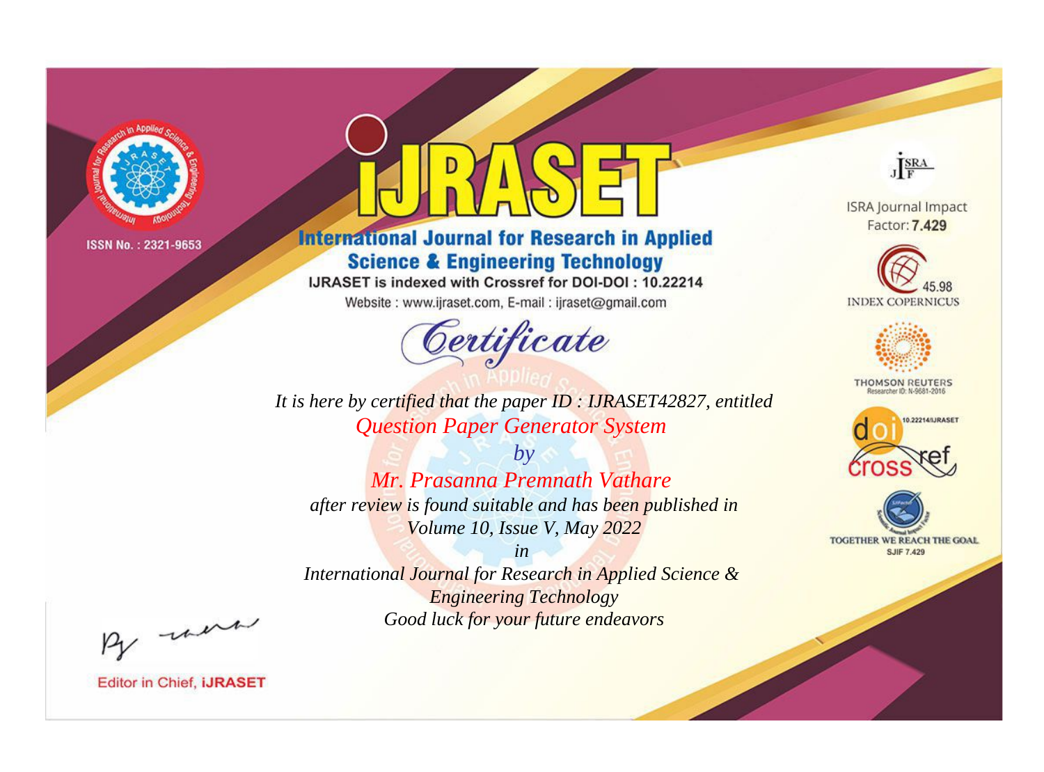ISSN No. : 2321-9653

# iJRASET

## International Journal for Research in Applied Science & Engineering Technology

IJRASET is indexed with Crossref for DOI-DOI : 10.22214

Website : www.ijraset.com, E-mail : ijraset@gmail.com

*Certificate*

*It is here by certified that the paper ID : IJRASET42827, entitled*

*Question Paper Generator System*

*by*

*Mr. Prasanna Premnath Vathare*

*after review is found suitable and has been published in*

*Volume 10, Issue V, May 2022*

*in*

*International Journal for Research in Applied Science & Engineering Technology*

*Good luck for your future endeavors*

ISRA Journal Impact Factor: **7.429**

45.98 INDEX COPERNICUS

THOMSON REUTERS Researcher ID: N-9681-2016

10.22214/IJRASET

TOGETHER WE REACH THE GOAL SJIF 7.429

Editor in Chief, **iJRASET**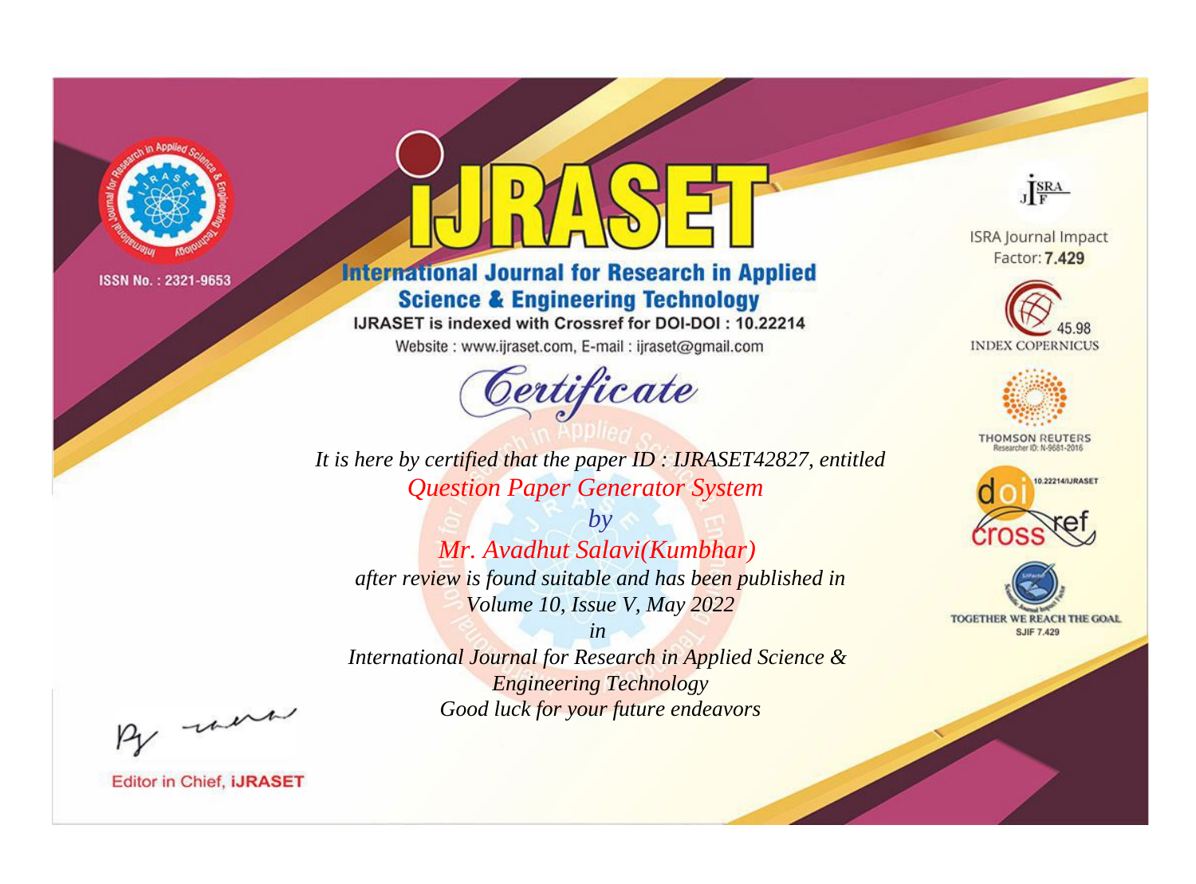ISSN No. : 2321-9653

# iJRASET

## International Journal for Research in Applied Science & Engineering Technology

IJRASET is indexed with Crossref for DOI-DOI : 10.22214

Website : www.ijraset.com, E-mail : ijraset@gmail.com

ISRA Journal Impact Factor: **7.429**

45.98 INDEX COPERNICUS

THOMSON REUTERS Researcher ID: N-9681-2016

10.22214/IJRASET

TOGETHER WE REACH THE GOAL SJIF 7.429

## *Certificate*

*It is here by certified that the paper ID : IJRASET42827, entitled*

*Question Paper Generator System*

*by*

*Mr. Avadhut Salavi(Kumbhar)*

*after review is found suitable and has been published in*

*Volume 10, Issue V, May 2022*

*in*

*International Journal for Research in Applied Science & Engineering Technology*

*Good luck for your future endeavors*

Editor in Chief, **iJRASET**